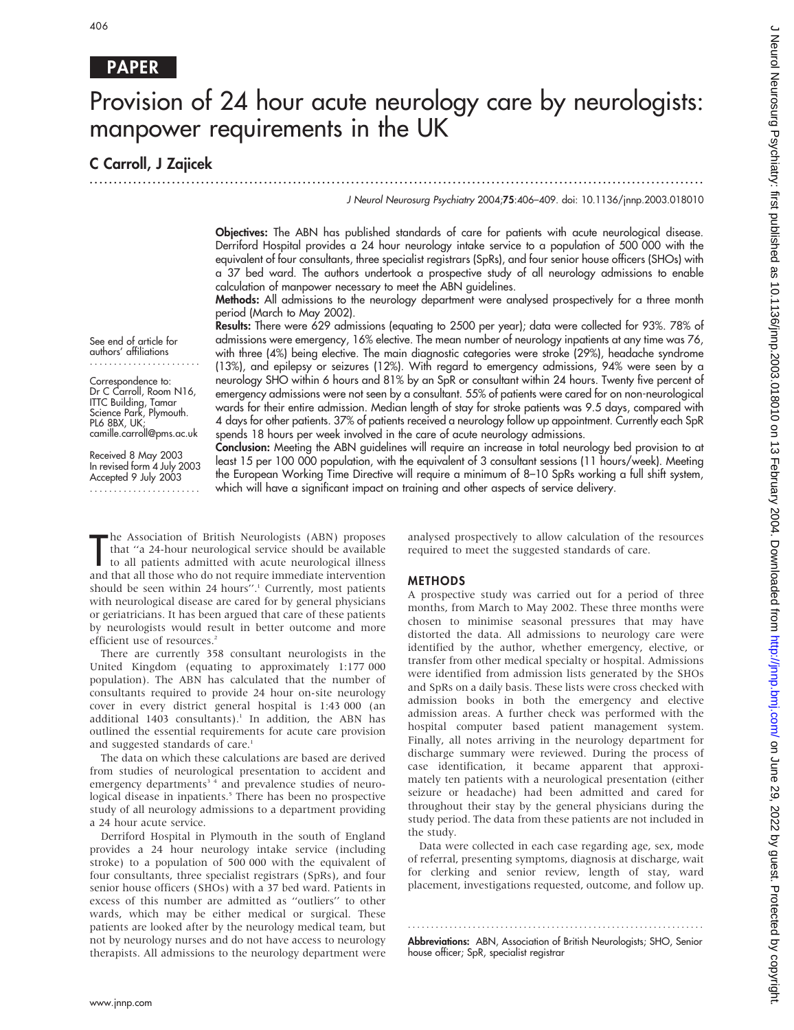PAPER

# Provision of 24 hour acute neurology care by neurologists: manpower requirements in the UK

**C Carroll, J Zajicek**

J Neurol Neurosurg Psychiatry 2004;**75**:406–409. doi: 10.1136/jnnp.2003.018010

**Objectives:** The ABN has published standards of care for patients with acute neurological disease. Derriford Hospital provides a 24 hour neurology intake service to a population of 500 000 with the equivalent of four consultants, three specialist registrars (SpRs), and four senior house officers (SHOs) with a 37 bed ward. The authors undertook a prospective study of all neurology admissions to enable calculation of manpower necessary to meet the ABN guidelines.

**Methods:** All admissions to the neurology department were analysed prospectively for a three month period (March to May 2002).

**Results:** There were 629 admissions (equating to 2500 per year); data were collected for 93%. 78% of admissions were emergency, 16% elective. The mean number of neurology inpatients at any time was 76, with three (4%) being elective. The main diagnostic categories were stroke (29%), headache syndrome (13%), and epilepsy or seizures (12%). With regard to emergency admissions, 94% were seen by a neurology SHO within 6 hours and 81% by an SpR or consultant within 24 hours. Twenty five percent of emergency admissions were not seen by a consultant. 55% of patients were cared for on non-neurological wards for their entire admission. Median length of stay for stroke patients was 9.5 days, compared with 4 days for other patients. 37% of patients received a neurology follow up appointment. Currently each SpR spends 18 hours per week involved in the care of acute neurology admissions.

**Conclusion:** Meeting the ABN guidelines will require an increase in total neurology bed provision to at least 15 per 100 000 population, with the equivalent of 3 consultant sessions (11 hours/week). Meeting the European Working Time Directive will require a minimum of 8–10 SpRs working a full shift system, which will have a significant impact on training and other aspects of service delivery.

See end of article for authors' affiliations

Correspondence to: Dr C Carroll, Room N16, ITTC Building, Tamar Science Park, Plymouth. PL6 8BX, UK; camille.carroll@pms.ac.uk

Received 8 May 2003
In revised form 4 July 2003
Accepted 9 July 2003

The Association of British Neurologists (ABN) proposes that "a 24-hour neurological service should be available to all patients admitted with acute neurological illness and that all those who do not require immediate intervention should be seen within 24 hours".[1] Currently, most patients with neurological disease are cared for by general physicians or geriatricians. It has been argued that care of these patients by neurologists would result in better outcome and more efficient use of resources.[2]

There are currently 358 consultant neurologists in the United Kingdom (equating to approximately 1:177 000 population). The ABN has calculated that the number of consultants required to provide 24 hour on-site neurology cover in every district general hospital is 1:43 000 (an additional 1403 consultants).[1] In addition, the ABN has outlined the essential requirements for acute care provision and suggested standards of care.[1]

The data on which these calculations are based are derived from studies of neurological presentation to accident and emergency departments[3,4] and prevalence studies of neurological disease in inpatients.[5] There has been no prospective study of all neurology admissions to a department providing a 24 hour acute service.

Derriford Hospital in Plymouth in the south of England provides a 24 hour neurology intake service (including stroke) to a population of 500 000 with the equivalent of four consultants, three specialist registrars (SpRs), and four senior house officers (SHOs) with a 37 bed ward. Patients in excess of this number are admitted as "outliers" to other wards, which may be either medical or surgical. These patients are looked after by the neurology medical team, but not by neurology nurses and do not have access to neurology therapists. All admissions to the neurology department were analysed prospectively to allow calculation of the resources required to meet the suggested standards of care.

## METHODS

A prospective study was carried out for a period of three months, from March to May 2002. These three months were chosen to minimise seasonal pressures that may have distorted the data. All admissions to neurology care were identified by the author, whether emergency, elective, or transfer from other medical specialty or hospital. Admissions were identified from admission lists generated by the SHOs and SpRs on a daily basis. These lists were cross checked with admission books in both the emergency and elective admission areas. A further check was performed with the hospital computer based patient management system. Finally, all notes arriving in the neurology department for discharge summary were reviewed. During the process of case identification, it became apparent that approximately ten patients with a neurological presentation (either seizure or headache) had been admitted and cared for throughout their stay by the general physicians during the study period. The data from these patients are not included in the study.

Data were collected in each case regarding age, sex, mode of referral, presenting symptoms, diagnosis at discharge, wait for clerking and senior review, length of stay, ward placement, investigations requested, outcome, and follow up.

**Abbreviations:** ABN, Association of British Neurologists; SHO, Senior house officer; SpR, specialist registrar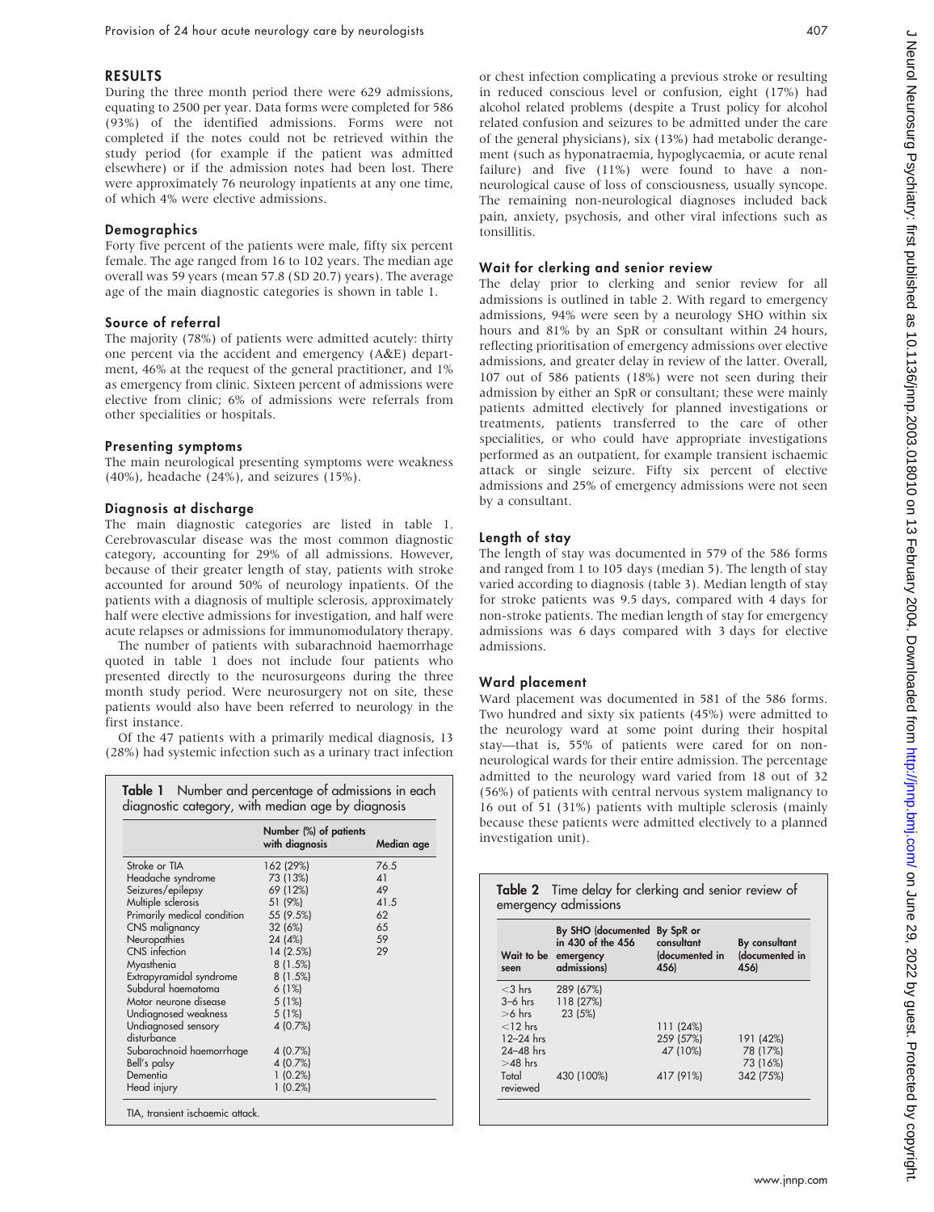## RESULTS

During the three month period there were 629 admissions, equating to 2500 per year. Data forms were completed for 586 (93%) of the identified admissions. Forms were not completed if the notes could not be retrieved within the study period (for example if the patient was admitted elsewhere) or if the admission notes had been lost. There were approximately 76 neurology inpatients at any one time, of which 4% were elective admissions.

### Demographics

Forty five percent of the patients were male, fifty six percent female. The age ranged from 16 to 102 years. The median age overall was 59 years (mean 57.8 (SD 20.7) years). The average age of the main diagnostic categories is shown in table 1.

### Source of referral

The majority (78%) of patients were admitted acutely: thirty one percent via the accident and emergency (A&E) department, 46% at the request of the general practitioner, and 1% as emergency from clinic. Sixteen percent of admissions were elective from clinic; 6% of admissions were referrals from other specialities or hospitals.

### Presenting symptoms

The main neurological presenting symptoms were weakness (40%), headache (24%), and seizures (15%).

### Diagnosis at discharge

The main diagnostic categories are listed in table 1. Cerebrovascular disease was the most common diagnostic category, accounting for 29% of all admissions. However, because of their greater length of stay, patients with stroke accounted for around 50% of neurology inpatients. Of the patients with a diagnosis of multiple sclerosis, approximately half were elective admissions for investigation, and half were acute relapses or admissions for immunomodulatory therapy.

The number of patients with subarachnoid haemorrhage quoted in table 1 does not include four patients who presented directly to the neurosurgeons during the three month study period. Were neurosurgery not on site, these patients would also have been referred to neurology in the first instance.

Of the 47 patients with a primarily medical diagnosis, 13 (28%) had systemic infection such as a urinary tract infection or chest infection complicating a previous stroke or resulting in reduced conscious level or confusion, eight (17%) had alcohol related problems (despite a Trust policy for alcohol related confusion and seizures to be admitted under the care of the general physicians), six (13%) had metabolic derangement (such as hyponatraemia, hypoglycaemia, or acute renal failure) and five (11%) were found to have a non-neurological cause of loss of consciousness, usually syncope. The remaining non-neurological diagnoses included back pain, anxiety, psychosis, and other viral infections such as tonsillitis.

**Table 1** Number and percentage of admissions in each diagnostic category, with median age by diagnosis

| | Number (%) of patients with diagnosis | Median age |
|---|---|---|
| Stroke or TIA | 162 (29%) | 76.5 |
| Headache syndrome | 73 (13%) | 41 |
| Seizures/epilepsy | 69 (12%) | 49 |
| Multiple sclerosis | 51 (9%) | 41.5 |
| Primarily medical condition | 55 (9.5%) | 62 |
| CNS malignancy | 32 (6%) | 65 |
| Neuropathies | 24 (4%) | 59 |
| CNS infection | 14 (2.5%) | 29 |
| Myasthenia | 8 (1.5%) | |
| Extrapyramidal syndrome | 8 (1.5%) | |
| Subdural haematoma | 6 (1%) | |
| Motor neurone disease | 5 (1%) | |
| Undiagnosed weakness | 5 (1%) | |
| Undiagnosed sensory disturbance | 4 (0.7%) | |
| Subarachnoid haemorrhage | 4 (0.7%) | |
| Bell's palsy | 4 (0.7%) | |
| Dementia | 1 (0.2%) | |
| Head injury | 1 (0.2%) | |

TIA, transient ischaemic attack.

### Wait for clerking and senior review

The delay prior to clerking and senior review for all admissions is outlined in table 2. With regard to emergency admissions, 94% were seen by a neurology SHO within six hours and 81% by an SpR or consultant within 24 hours, reflecting prioritisation of emergency admissions over elective admissions, and greater delay in review of the latter. Overall, 107 out of 586 patients (18%) were not seen during their admission by either an SpR or consultant; these were mainly patients admitted electively for planned investigations or treatments, patients transferred to the care of other specialities, or who could have appropriate investigations performed as an outpatient, for example transient ischaemic attack or single seizure. Fifty six percent of elective admissions and 25% of emergency admissions were not seen by a consultant.

### Length of stay

The length of stay was documented in 579 of the 586 forms and ranged from 1 to 105 days (median 5). The length of stay varied according to diagnosis (table 3). Median length of stay for stroke patients was 9.5 days, compared with 4 days for non-stroke patients. The median length of stay for emergency admissions was 6 days compared with 3 days for elective admissions.

### Ward placement

Ward placement was documented in 581 of the 586 forms. Two hundred and sixty six patients (45%) were admitted to the neurology ward at some point during their hospital stay—that is, 55% of patients were cared for on non-neurological wards for their entire admission. The percentage admitted to the neurology ward varied from 18 out of 32 (56%) of patients with central nervous system malignancy to 16 out of 51 (31%) patients with multiple sclerosis (mainly because these patients were admitted electively to a planned investigation unit).

**Table 2** Time delay for clerking and senior review of emergency admissions

| Wait to be seen | By SHO (documented in 430 of the 456 emergency admissions) | By SpR or consultant (documented in 456) | By consultant (documented in 456) |
|---|---|---|---|
| <3 hrs | 289 (67%) | | |
| 3–6 hrs | 118 (27%) | | |
| >6 hrs | 23 (5%) | | |
| <12 hrs | | 111 (24%) | |
| 12–24 hrs | | 259 (57%) | 191 (42%) |
| 24–48 hrs | | 47 (10%) | 78 (17%) |
| >48 hrs | | | 73 (16%) |
| Total reviewed | 430 (100%) | 417 (91%) | 342 (75%) |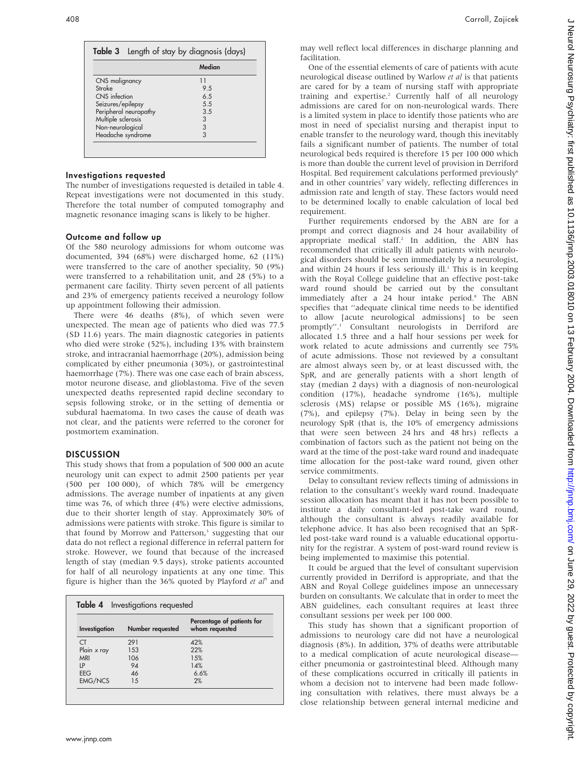**Table 3** Length of stay by diagnosis (days)

| | Median |
|---|---|
| CNS malignancy | 11 |
| Stroke | 9.5 |
| CNS infection | 6.5 |
| Seizures/epilepsy | 5.5 |
| Peripheral neuropathy | 3.5 |
| Multiple sclerosis | 3 |
| Non-neurological | 3 |
| Headache syndrome | 3 |

### Investigations requested

The number of investigations requested is detailed in table 4. Repeat investigations were not documented in this study. Therefore the total number of computed tomography and magnetic resonance imaging scans is likely to be higher.

### Outcome and follow up

Of the 580 neurology admissions for whom outcome was documented, 394 (68%) were discharged home, 62 (11%) were transferred to the care of another speciality, 50 (9%) were transferred to a rehabilitation unit, and 28 (5%) to a permanent care facility. Thirty seven percent of all patients and 23% of emergency patients received a neurology follow up appointment following their admission.

There were 46 deaths (8%), of which seven were unexpected. The mean age of patients who died was 77.5 (SD 11.6) years. The main diagnostic categories in patients who died were stroke (52%), including 13% with brainstem stroke, and intracranial haemorrhage (20%), admission being complicated by either pneumonia (30%), or gastrointestinal haemorrhage (7%). There was one case each of brain abscess, motor neurone disease, and glioblastoma. Five of the seven unexpected deaths represented rapid decline secondary to sepsis following stroke, or in the setting of dementia or subdural haematoma. In two cases the cause of death was not clear, and the patients were referred to the coroner for postmortem examination.

## DISCUSSION

This study shows that from a population of 500 000 an acute neurology unit can expect to admit 2500 patients per year (500 per 100 000), of which 78% will be emergency admissions. The average number of inpatients at any given time was 76, of which three (4%) were elective admissions, due to their shorter length of stay. Approximately 30% of admissions were patients with stroke. This figure is similar to that found by Morrow and Patterson,[3] suggesting that our data do not reflect a regional difference in referral pattern for stroke. However, we found that because of the increased length of stay (median 9.5 days), stroke patients accounted for half of all neurology inpatients at any one time. This figure is higher than the 36% quoted by Playford *et al*[5] and may well reflect local differences in discharge planning and facilitation.

**Table 4** Investigations requested

| Investigation | Number requested | Percentage of patients for whom requested |
|---|---|---|
| CT | 291 | 42% |
| Plain *x* ray | 153 | 22% |
| MRI | 106 | 15% |
| LP | 94 | 14% |
| EEG | 46 | 6.6% |
| EMG/NCS | 15 | 2% |

One of the essential elements of care of patients with acute neurological disease outlined by Warlow *et al* is that patients are cared for by a team of nursing staff with appropriate training and expertise.[2] Currently half of all neurology admissions are cared for on non-neurological wards. There is a limited system in place to identify those patients who are most in need of specialist nursing and therapist input to enable transfer to the neurology ward, though this inevitably fails a significant number of patients. The number of total neurological beds required is therefore 15 per 100 000 which is more than double the current level of provision in Derriford Hospital. Bed requirement calculations performed previously[6] and in other countries[7] vary widely, reflecting differences in admission rate and length of stay. These factors would need to be determined locally to enable calculation of local bed requirement.

Further requirements endorsed by the ABN are for a prompt and correct diagnosis and 24 hour availability of appropriate medical staff.[2] In addition, the ABN has recommended that critically ill adult patients with neurological disorders should be seen immediately by a neurologist, and within 24 hours if less seriously ill.[1] This is in keeping with the Royal College guideline that an effective post-take ward round should be carried out by the consultant immediately after a 24 hour intake period.[8] The ABN specifies that "adequate clinical time needs to be identified to allow [acute neurological admissions] to be seen promptly".[1] Consultant neurologists in Derriford are allocated 1.5 three and a half hour sessions per week for work related to acute admissions and currently see 75% of acute admissions. Those not reviewed by a consultant are almost always seen by, or at least discussed with, the SpR, and are generally patients with a short length of stay (median 2 days) with a diagnosis of non-neurological condition (17%), headache syndrome (16%), multiple sclerosis (MS) relapse or possible MS (16%), migraine (7%), and epilepsy (7%). Delay in being seen by the neurology SpR (that is, the 10% of emergency admissions that were seen between 24 hrs and 48 hrs) reflects a combination of factors such as the patient not being on the ward at the time of the post-take ward round and inadequate time allocation for the post-take ward round, given other service commitments.

Delay to consultant review reflects timing of admissions in relation to the consultant's weekly ward round. Inadequate session allocation has meant that it has not been possible to institute a daily consultant-led post-take ward round, although the consultant is always readily available for telephone advice. It has also been recognised that an SpR-led post-take ward round is a valuable educational opportunity for the registrar. A system of post-ward round review is being implemented to maximise this potential.

It could be argued that the level of consultant supervision currently provided in Derriford is appropriate, and that the ABN and Royal College guidelines impose an unnecessary burden on consultants. We calculate that in order to meet the ABN guidelines, each consultant requires at least three consultant sessions per week per 100 000.

This study has shown that a significant proportion of admissions to neurology care did not have a neurological diagnosis (8%). In addition, 37% of deaths were attributable to a medical complication of acute neurological disease—either pneumonia or gastrointestinal bleed. Although many of these complications occurred in critically ill patients in whom a decision not to intervene had been made following consultation with relatives, there must always be a close relationship between general internal medicine and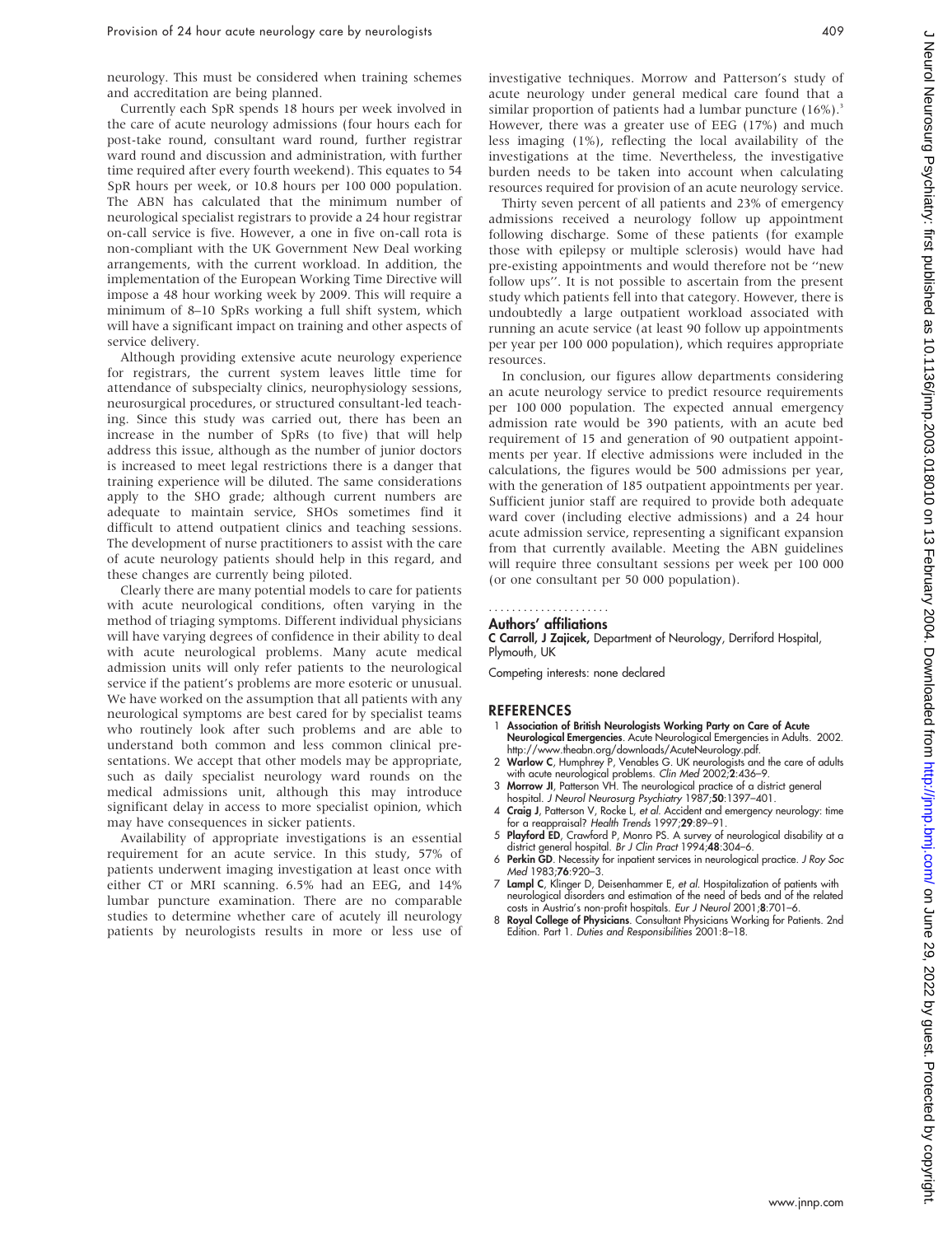neurology. This must be considered when training schemes and accreditation are being planned.

Currently each SpR spends 18 hours per week involved in the care of acute neurology admissions (four hours each for post-take round, consultant ward round, further registrar ward round and discussion and administration, with further time required after every fourth weekend). This equates to 54 SpR hours per week, or 10.8 hours per 100 000 population. The ABN has calculated that the minimum number of neurological specialist registrars to provide a 24 hour registrar on-call service is five. However, a one in five on-call rota is non-compliant with the UK Government New Deal working arrangements, with the current workload. In addition, the implementation of the European Working Time Directive will impose a 48 hour working week by 2009. This will require a minimum of 8–10 SpRs working a full shift system, which will have a significant impact on training and other aspects of service delivery.

Although providing extensive acute neurology experience for registrars, the current system leaves little time for attendance of subspecialty clinics, neurophysiology sessions, neurosurgical procedures, or structured consultant-led teaching. Since this study was carried out, there has been an increase in the number of SpRs (to five) that will help address this issue, although as the number of junior doctors is increased to meet legal restrictions there is a danger that training experience will be diluted. The same considerations apply to the SHO grade; although current numbers are adequate to maintain service, SHOs sometimes find it difficult to attend outpatient clinics and teaching sessions. The development of nurse practitioners to assist with the care of acute neurology patients should help in this regard, and these changes are currently being piloted.

Clearly there are many potential models to care for patients with acute neurological conditions, often varying in the method of triaging symptoms. Different individual physicians will have varying degrees of confidence in their ability to deal with acute neurological problems. Many acute medical admission units will only refer patients to the neurological service if the patient's problems are more esoteric or unusual. We have worked on the assumption that all patients with any neurological symptoms are best cared for by specialist teams who routinely look after such problems and are able to understand both common and less common clinical presentations. We accept that other models may be appropriate, such as daily specialist neurology ward rounds on the medical admissions unit, although this may introduce significant delay in access to more specialist opinion, which may have consequences in sicker patients.

Availability of appropriate investigations is an essential requirement for an acute service. In this study, 57% of patients underwent imaging investigation at least once with either CT or MRI scanning. 6.5% had an EEG, and 14% lumbar puncture examination. There are no comparable studies to determine whether care of acutely ill neurology patients by neurologists results in more or less use of investigative techniques. Morrow and Patterson's study of acute neurology under general medical care found that a similar proportion of patients had a lumbar puncture (16%).[3] However, there was a greater use of EEG (17%) and much less imaging (1%), reflecting the local availability of the investigations at the time. Nevertheless, the investigative burden needs to be taken into account when calculating resources required for provision of an acute neurology service.

Thirty seven percent of all patients and 23% of emergency admissions received a neurology follow up appointment following discharge. Some of these patients (for example those with epilepsy or multiple sclerosis) would have had pre-existing appointments and would therefore not be "new follow ups". It is not possible to ascertain from the present study which patients fell into that category. However, there is undoubtedly a large outpatient workload associated with running an acute service (at least 90 follow up appointments per year per 100 000 population), which requires appropriate resources.

In conclusion, our figures allow departments considering an acute neurology service to predict resource requirements per 100 000 population. The expected annual emergency admission rate would be 390 patients, with an acute bed requirement of 15 and generation of 90 outpatient appointments per year. If elective admissions were included in the calculations, the figures would be 500 admissions per year, with the generation of 185 outpatient appointments per year. Sufficient junior staff are required to provide both adequate ward cover (including elective admissions) and a 24 hour acute admission service, representing a significant expansion from that currently available. Meeting the ABN guidelines will require three consultant sessions per week per 100 000 (or one consultant per 50 000 population).

### Authors' affiliations

**C Carroll, J Zajicek,** Department of Neurology, Derriford Hospital, Plymouth, UK

Competing interests: none declared

## REFERENCES

1. **Association of British Neurologists Working Party on Care of Acute Neurological Emergencies**. Acute Neurological Emergencies in Adults. 2002. http://www.theabn.org/downloads/AcuteNeurology.pdf.
2. **Warlow C**, Humphrey P, Venables G. UK neurologists and the care of adults with acute neurological problems. *Clin Med* 2002;**2**:436–9.
3. **Morrow JI**, Patterson VH. The neurological practice of a district general hospital. *J Neurol Neurosurg Psychiatry* 1987;**50**:1397–401.
4. **Craig J**, Patterson V, Rocke L, *et al*. Accident and emergency neurology: time for a reappraisal? *Health Trends* 1997;**29**:89–91.
5. **Playford ED**, Crawford P, Monro PS. A survey of neurological disability at a district general hospital. *Br J Clin Pract* 1994;**48**:304–6.
6. **Perkin GD**. Necessity for inpatient services in neurological practice. *J Roy Soc Med* 1983;**76**:920–3.
7. **Lampl C**, Klinger D, Deisenhammer E, *et al*. Hospitalization of patients with neurological disorders and estimation of the need of beds and of the related costs in Austria's non-profit hospitals. *Eur J Neurol* 2001;**8**:701–6.
8. **Royal College of Physicians**. Consultant Physicians Working for Patients. 2nd Edition. Part 1. *Duties and Responsibilities* 2001:8–18.